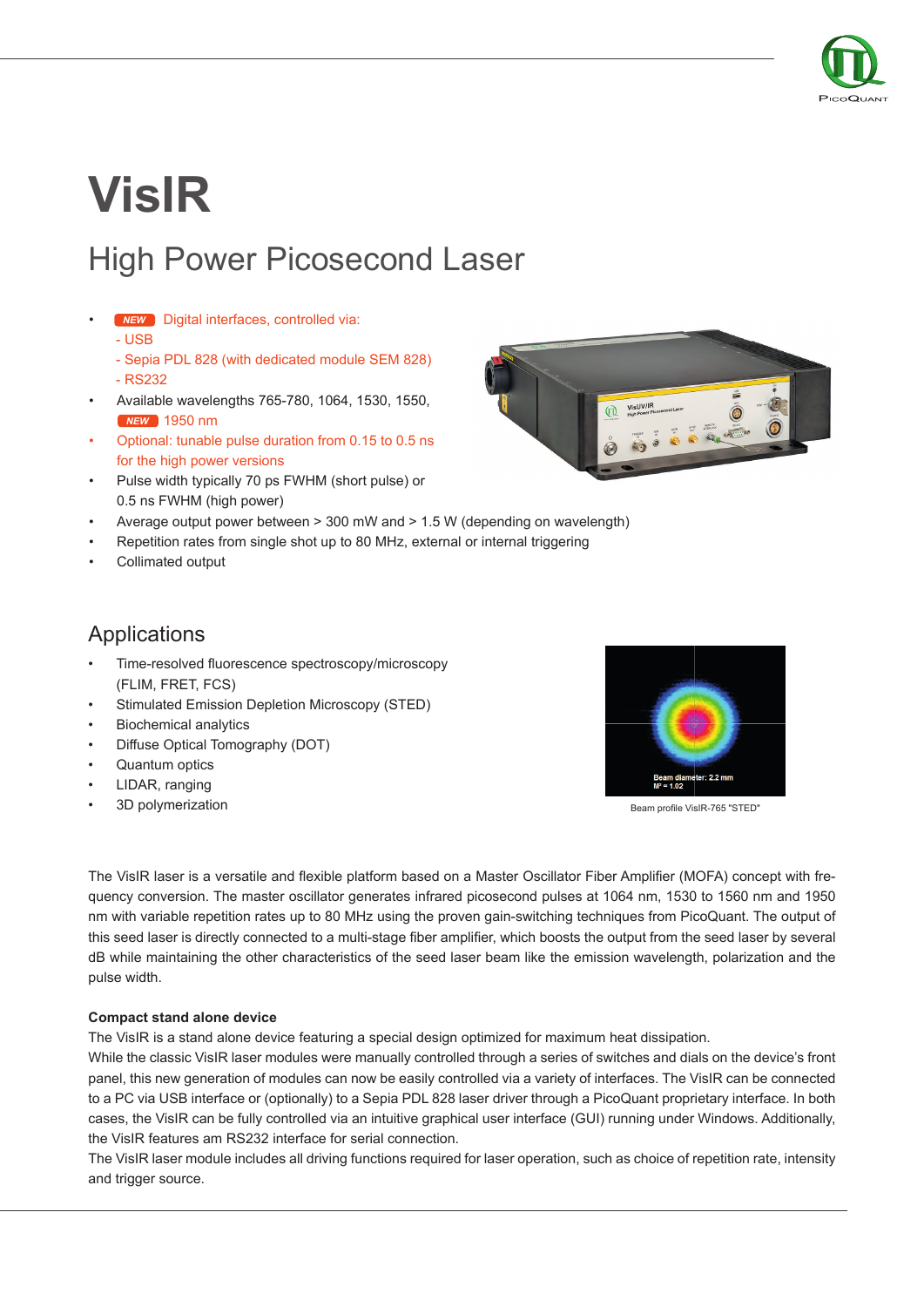# VisIR

## High Power Picosecond Laser

- NEW Digital interfaces, controlled via:
  - USB
  - Sepia PDL 828 (with dedicated module SEM 828)
  - RS232
- Available wavelengths 765-780, 1064, 1530, 1550, NEW 1950 nm
- Optional: tunable pulse duration from 0.15 to 0.5 ns for the high power versions
- Pulse width typically 70 ps FWHM (short pulse) or 0.5 ns FWHM (high power)
- Average output power between > 300 mW and > 1.5 W (depending on wavelength)
- Repetition rates from single shot up to 80 MHz, external or internal triggering
- Collimated output

## Applications

- Time-resolved fluorescence spectroscopy/microscopy (FLIM, FRET, FCS)
- Stimulated Emission Depletion Microscopy (STED)
- Biochemical analytics
- Diffuse Optical Tomography (DOT)
- Quantum optics
- LIDAR, ranging
- 3D polymerization

Beam diameter: 2.2 mm
$M^2 = 1.02$

Beam profile VisIR-765 "STED"

The VisIR laser is a versatile and flexible platform based on a Master Oscillator Fiber Amplifier (MOFA) concept with frequency conversion. The master oscillator generates infrared picosecond pulses at 1064 nm, 1530 to 1560 nm and 1950 nm with variable repetition rates up to 80 MHz using the proven gain-switching techniques from PicoQuant. The output of this seed laser is directly connected to a multi-stage fiber amplifier, which boosts the output from the seed laser by several dB while maintaining the other characteristics of the seed laser beam like the emission wavelength, polarization and the pulse width.

**Compact stand alone device**

The VisIR is a stand alone device featuring a special design optimized for maximum heat dissipation.

While the classic VisIR laser modules were manually controlled through a series of switches and dials on the device's front panel, this new generation of modules can now be easily controlled via a variety of interfaces. The VisIR can be connected to a PC via USB interface or (optionally) to a Sepia PDL 828 laser driver through a PicoQuant proprietary interface. In both cases, the VisIR can be fully controlled via an intuitive graphical user interface (GUI) running under Windows. Additionally, the VisIR features am RS232 interface for serial connection.

The VisIR laser module includes all driving functions required for laser operation, such as choice of repetition rate, intensity and trigger source.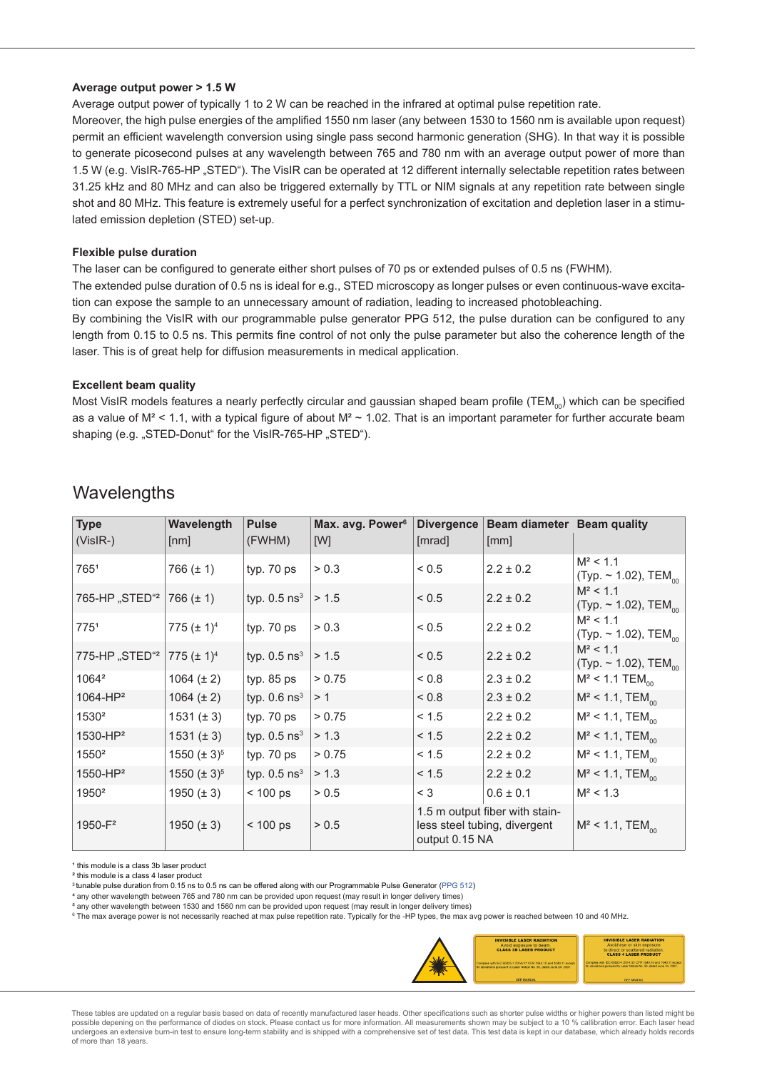**Average output power > 1.5 W**

Average output power of typically 1 to 2 W can be reached in the infrared at optimal pulse repetition rate.

Moreover, the high pulse energies of the amplified 1550 nm laser (any between 1530 to 1560 nm is available upon request) permit an efficient wavelength conversion using single pass second harmonic generation (SHG). In that way it is possible to generate picosecond pulses at any wavelength between 765 and 780 nm with an average output power of more than 1.5 W (e.g. VisIR-765-HP „STED"). The VisIR can be operated at 12 different internally selectable repetition rates between 31.25 kHz and 80 MHz and can also be triggered externally by TTL or NIM signals at any repetition rate between single shot and 80 MHz. This feature is extremely useful for a perfect synchronization of excitation and depletion laser in a stimulated emission depletion (STED) set-up.

**Flexible pulse duration**

The laser can be configured to generate either short pulses of 70 ps or extended pulses of 0.5 ns (FWHM).

The extended pulse duration of 0.5 ns is ideal for e.g., STED microscopy as longer pulses or even continuous-wave excitation can expose the sample to an unnecessary amount of radiation, leading to increased photobleaching.

By combining the VisIR with our programmable pulse generator PPG 512, the pulse duration can be configured to any length from 0.15 to 0.5 ns. This permits fine control of not only the pulse parameter but also the coherence length of the laser. This is of great help for diffusion measurements in medical application.

**Excellent beam quality**

Most VisIR models features a nearly perfectly circular and gaussian shaped beam profile ($TEM_{00}$) which can be specified as a value of $M^2 < 1.1$, with a typical figure of about $M^2 \sim 1.02$. That is an important parameter for further accurate beam shaping (e.g. „STED-Donut" for the VisIR-765-HP „STED").

## Wavelengths

| Type (VisIR-) | Wavelength [nm] | Pulse (FWHM) | Max. avg. Power[6] [W] | Divergence [mrad] | Beam diameter [mm] | Beam quality |
|---|---|---|---|---|---|---|
| 765[1] | 766 (± 1) | typ. 70 ps | > 0.3 | < 0.5 | 2.2 ± 0.2 | $M^2 < 1.1$ (Typ. ~ 1.02), $TEM_{00}$ |
| 765-HP „STED"[2] | 766 (± 1) | typ. 0.5 ns[3] | > 1.5 | < 0.5 | 2.2 ± 0.2 | $M^2 < 1.1$ (Typ. ~ 1.02), $TEM_{00}$ |
| 775[1] | 775 (± 1)[4] | typ. 70 ps | > 0.3 | < 0.5 | 2.2 ± 0.2 | $M^2 < 1.1$ (Typ. ~ 1.02), $TEM_{00}$ |
| 775-HP „STED"[2] | 775 (± 1)[4] | typ. 0.5 ns[3] | > 1.5 | < 0.5 | 2.2 ± 0.2 | $M^2 < 1.1$ (Typ. ~ 1.02), $TEM_{00}$ |
| 1064[2] | 1064 (± 2) | typ. 85 ps | > 0.75 | < 0.8 | 2.3 ± 0.2 | $M^2 < 1.1$ $TEM_{00}$ |
| 1064-HP[2] | 1064 (± 2) | typ. 0.6 ns[3] | > 1 | < 0.8 | 2.3 ± 0.2 | $M^2 < 1.1$, $TEM_{00}$ |
| 1530[2] | 1531 (± 3) | typ. 70 ps | > 0.75 | < 1.5 | 2.2 ± 0.2 | $M^2 < 1.1$, $TEM_{00}$ |
| 1530-HP[2] | 1531 (± 3) | typ. 0.5 ns[3] | > 1.3 | < 1.5 | 2.2 ± 0.2 | $M^2 < 1.1$, $TEM_{00}$ |
| 1550[2] | 1550 (± 3)[5] | typ. 70 ps | > 0.75 | < 1.5 | 2.2 ± 0.2 | $M^2 < 1.1$, $TEM_{00}$ |
| 1550-HP[2] | 1550 (± 3)[5] | typ. 0.5 ns[3] | > 1.3 | < 1.5 | 2.2 ± 0.2 | $M^2 < 1.1$, $TEM_{00}$ |
| 1950[2] | 1950 (± 3) | < 100 ps | > 0.5 | < 3 | 0.6 ± 0.1 | $M^2 < 1.3$ |
| 1950-F[2] | 1950 (± 3) | < 100 ps | > 0.5 | 1.5 m output fiber with stainless steel tubing, divergent output 0.15 NA | | $M^2 < 1.1$, $TEM_{00}$ |

[1] this module is a class 3b laser product

[2] this module is a class 4 laser product

[3] tunable pulse duration from 0.15 ns to 0.5 ns can be offered along with our Programmable Pulse Generator (PPG 512)

[4] any other wavelength between 765 and 780 nm can be provided upon request (may result in longer delivery times)

[5] any other wavelength between 1530 and 1560 nm can be provided upon request (may result in longer delivery times)

[6] The max average power is not necessarily reached at max pulse repetition rate. Typically for the -HP types, the max avg power is reached between 10 and 40 MHz.

INVISIBLE LASER RADIATION
Avoid exposure to beam.
CLASS 3B LASER PRODUCT

INVISIBLE LASER RADIATION
Avoid eye or skin exposure to direct or scattered radiation.
CLASS 4 LASER PRODUCT

These tables are updated on a regular basis based on data of recently manufactured laser heads. Other specifications such as shorter pulse widths or higher powers than listed might be possible depening on the performance of diodes on stock. Please contact us for more information. All measurements shown may be subject to a 10 % callibration error. Each laser head undergoes an extensive burn-in test to ensure long-term stability and is shipped with a comprehensive set of test data. This test data is kept in our database, which already holds records of more than 18 years.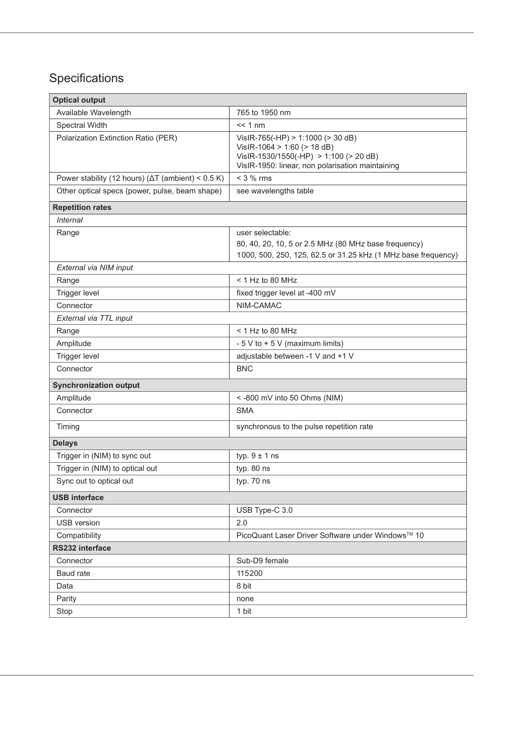## Specifications

| **Optical output** | |
|---|---|
| Available Wavelength | 765 to 1950 nm |
| Spectral Width | << 1 nm |
| Polarization Extinction Ratio (PER) | VisIR-765(-HP) > 1:1000 (> 30 dB)<br>VisIR-1064 > 1:60 (> 18 dB)<br>VisIR-1530/1550(-HP) > 1:100 (> 20 dB)<br>VisIR-1950: linear, non polarisation maintaining |
| Power stability (12 hours) (ΔT (ambient) < 0.5 K) | < 3 % rms |
| Other optical specs (power, pulse, beam shape) | see wavelengths table |
| **Repetition rates** | |
| *Internal* | |
| Range | user selectable:<br>80, 40, 20, 10, 5 or 2.5 MHz (80 MHz base frequency)<br>1000, 500, 250, 125, 62.5 or 31.25 kHz (1 MHz base frequency) |
| *External via NIM input* | |
| Range | < 1 Hz to 80 MHz |
| Trigger level | fixed trigger level at -400 mV |
| Connector | NIM-CAMAC |
| *External via TTL input* | |
| Range | < 1 Hz to 80 MHz |
| Amplitude | - 5 V to + 5 V (maximum limits) |
| Trigger level | adjustable between -1 V and +1 V |
| Connector | BNC |
| **Synchronization output** | |
| Amplitude | < -800 mV into 50 Ohms (NIM) |
| Connector | SMA |
| Timing | synchronous to the pulse repetition rate |
| **Delays** | |
| Trigger in (NIM) to sync out | typ. 9 ± 1 ns |
| Trigger in (NIM) to optical out | typ. 80 ns |
| Sync out to optical out | typ. 70 ns |
| **USB interface** | |
| Connector | USB Type-C 3.0 |
| USB version | 2.0 |
| Compatibility | PicoQuant Laser Driver Software under Windows™ 10 |
| **RS232 interface** | |
| Connector | Sub-D9 female |
| Baud rate | 115200 |
| Data | 8 bit |
| Parity | none |
| Stop | 1 bit |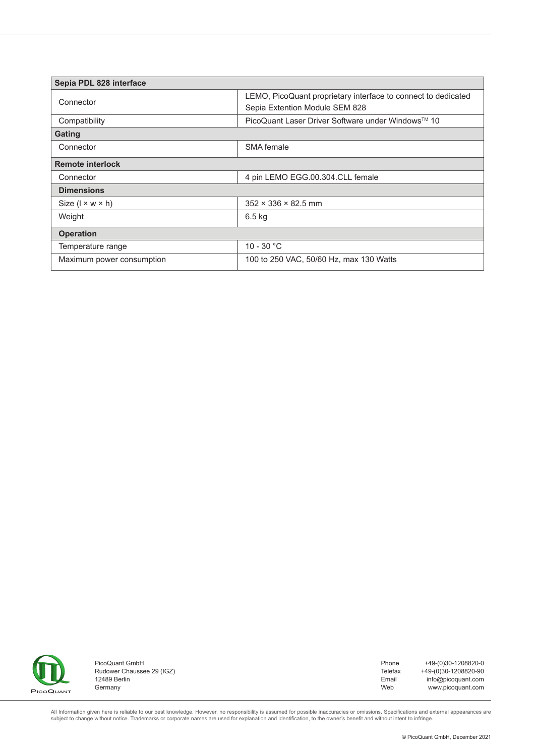| Sepia PDL 828 interface | |
|---|---|
| Connector | LEMO, PicoQuant proprietary interface to connect to dedicated Sepia Extention Module SEM 828 |
| Compatibility | PicoQuant Laser Driver Software under Windows™ 10 |
| **Gating** | |
| Connector | SMA female |
| **Remote interlock** | |
| Connector | 4 pin LEMO EGG.00.304.CLL female |
| **Dimensions** | |
| Size (l × w × h) | 352 × 336 × 82.5 mm |
| Weight | 6.5 kg |
| **Operation** | |
| Temperature range | 10 - 30 °C |
| Maximum power consumption | 100 to 250 VAC, 50/60 Hz, max 130 Watts |

PicoQuant GmbH
Rudower Chaussee 29 (IGZ)
12489 Berlin
Germany

Phone +49-(0)30-1208820-0
Telefax +49-(0)30-1208820-90
Email info@picoquant.com
Web www.picoquant.com

All Information given here is reliable to our best knowledge. However, no responsibility is assumed for possible inaccuracies or omissions. Specifications and external appearances are subject to change without notice. Trademarks or corporate names are used for explanation and identification, to the owner's benefit and without intent to infringe.

© PicoQuant GmbH, December 2021